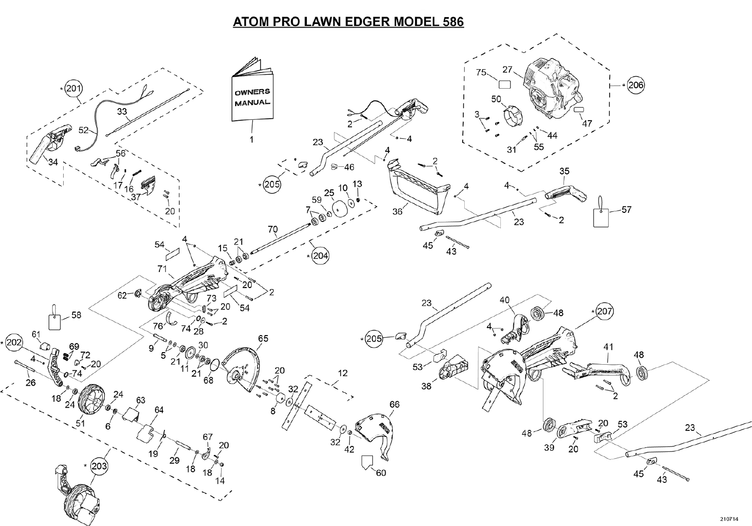# ATOM PRO LAWN EDGER MODEL 586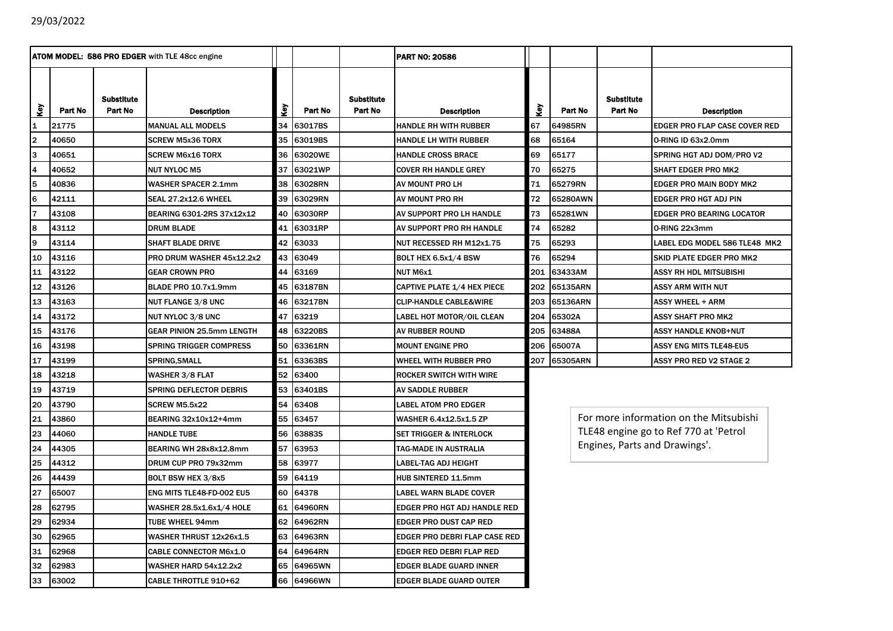29/03/2022

| ATOM MODEL: 586 PRO EDGER with TLE 48cc engine | | | | | | | PART NO: 20586 | | | | |
|---|---|---|---|---|---|---|---|---|---|---|---|
| Key | Part No | Substitute Part No | Description | Key | Part No | Substitute Part No | Description | Key | Part No | Substitute Part No | Description |
| 1 | 21775 | | MANUAL ALL MODELS | 34 | 63017BS | | HANDLE RH WITH RUBBER | 67 | 64985RN | | EDGER PRO FLAP CASE COVER RED |
| 2 | 40650 | | SCREW M5x36 TORX | 35 | 63019BS | | HANDLE LH WITH RUBBER | 68 | 65164 | | O-RING ID 63x2.0mm |
| 3 | 40651 | | SCREW M6x16 TORX | 36 | 63020WE | | HANDLE CROSS BRACE | 69 | 65177 | | SPRING HGT ADJ DOM/PRO V2 |
| 4 | 40652 | | NUT NYLOC M5 | 37 | 63021WP | | COVER RH HANDLE GREY | 70 | 65275 | | SHAFT EDGER PRO MK2 |
| 5 | 40836 | | WASHER SPACER 2.1mm | 38 | 63028RN | | AV MOUNT PRO LH | 71 | 65279RN | | EDGER PRO MAIN BODY MK2 |
| 6 | 42111 | | SEAL 27.2x12.6 WHEEL | 39 | 63029RN | | AV MOUNT PRO RH | 72 | 65280AWN | | EDGER PRO HGT ADJ PIN |
| 7 | 43108 | | BEARING 6301-2RS 37x12x12 | 40 | 63030RP | | AV SUPPORT PRO LH HANDLE | 73 | 65281WN | | EDGER PRO BEARING LOCATOR |
| 8 | 43112 | | DRUM BLADE | 41 | 63031RP | | AV SUPPORT PRO RH HANDLE | 74 | 65282 | | O-RING 22x3mm |
| 9 | 43114 | | SHAFT BLADE DRIVE | 42 | 63033 | | NUT RECESSED RH M12x1.75 | 75 | 65293 | | LABEL EDG MODEL 586 TLE48 MK2 |
| 10 | 43116 | | PRO DRUM WASHER 45x12.2x2 | 43 | 63049 | | BOLT HEX 6.5x1/4 BSW | 76 | 65294 | | SKID PLATE EDGER PRO MK2 |
| 11 | 43122 | | GEAR CROWN PRO | 44 | 63169 | | NUT M6x1 | 201 | 63433AM | | ASSY RH HDL MITSUBISHI |
| 12 | 43126 | | BLADE PRO 10.7x1.9mm | 45 | 63187BN | | CAPTIVE PLATE 1/4 HEX PIECE | 202 | 65135ARN | | ASSY ARM WITH NUT |
| 13 | 43163 | | NUT FLANGE 3/8 UNC | 46 | 63217BN | | CLIP-HANDLE CABLE&WIRE | 203 | 65136ARN | | ASSY WHEEL + ARM |
| 14 | 43172 | | NUT NYLOC 3/8 UNC | 47 | 63219 | | LABEL HOT MOTOR/OIL CLEAN | 204 | 65302A | | ASSY SHAFT PRO MK2 |
| 15 | 43176 | | GEAR PINION 25.5mm LENGTH | 48 | 63220BS | | AV RUBBER ROUND | 205 | 63488A | | ASSY HANDLE KNOB+NUT |
| 16 | 43198 | | SPRING TRIGGER COMPRESS | 50 | 63361RN | | MOUNT ENGINE PRO | 206 | 65007A | | ASSY ENG MITS TLE48-EU5 |
| 17 | 43199 | | SPRING,SMALL | 51 | 63363BS | | WHEEL WITH RUBBER PRO | 207 | 65305ARN | | ASSY PRO RED V2 STAGE 2 |
| 18 | 43218 | | WASHER 3/8 FLAT | 52 | 63400 | | ROCKER SWITCH WITH WIRE | | | | |
| 19 | 43719 | | SPRING DEFLECTOR DEBRIS | 53 | 63401BS | | AV SADDLE RUBBER | | | | |
| 20 | 43790 | | SCREW M5.5x22 | 54 | 63408 | | LABEL ATOM PRO EDGER | | | | |
| 21 | 43860 | | BEARING 32x10x12+4mm | 55 | 63457 | | WASHER 6.4x12.5x1.5 ZP | | | | |
| 23 | 44060 | | HANDLE TUBE | 56 | 63883S | | SET TRIGGER & INTERLOCK | | | | |
| 24 | 44305 | | BEARING WH 28x8x12.8mm | 57 | 63953 | | TAG-MADE IN AUSTRALIA | | | | |
| 25 | 44312 | | DRUM CUP PRO 79x32mm | 58 | 63977 | | LABEL-TAG ADJ HEIGHT | | | | |
| 26 | 44439 | | BOLT BSW HEX 3/8x5 | 59 | 64119 | | HUB SINTERED 11.5mm | | | | |
| 27 | 65007 | | ENG MITS TLE48-FD-002 EU5 | 60 | 64378 | | LABEL WARN BLADE COVER | | | | |
| 28 | 62795 | | WASHER 28.5x1.6x1/4 HOLE | 61 | 64960RN | | EDGER PRO HGT ADJ HANDLE RED | | | | |
| 29 | 62934 | | TUBE WHEEL 94mm | 62 | 64962RN | | EDGER PRO DUST CAP RED | | | | |
| 30 | 62965 | | WASHER THRUST 12x26x1.5 | 63 | 64963RN | | EDGER PRO DEBRI FLAP CASE RED | | | | |
| 31 | 62968 | | CABLE CONNECTOR M6x1.0 | 64 | 64964RN | | EDGER RED DEBRI FLAP RED | | | | |
| 32 | 62983 | | WASHER HARD 54x12.2x2 | 65 | 64965WN | | EDGER BLADE GUARD INNER | | | | |
| 33 | 63002 | | CABLE THROTTLE 910+62 | 66 | 64966WN | | EDGER BLADE GUARD OUTER | | | | |

For more information on the Mitsubishi TLE48 engine go to Ref 770 at 'Petrol Engines, Parts and Drawings'.